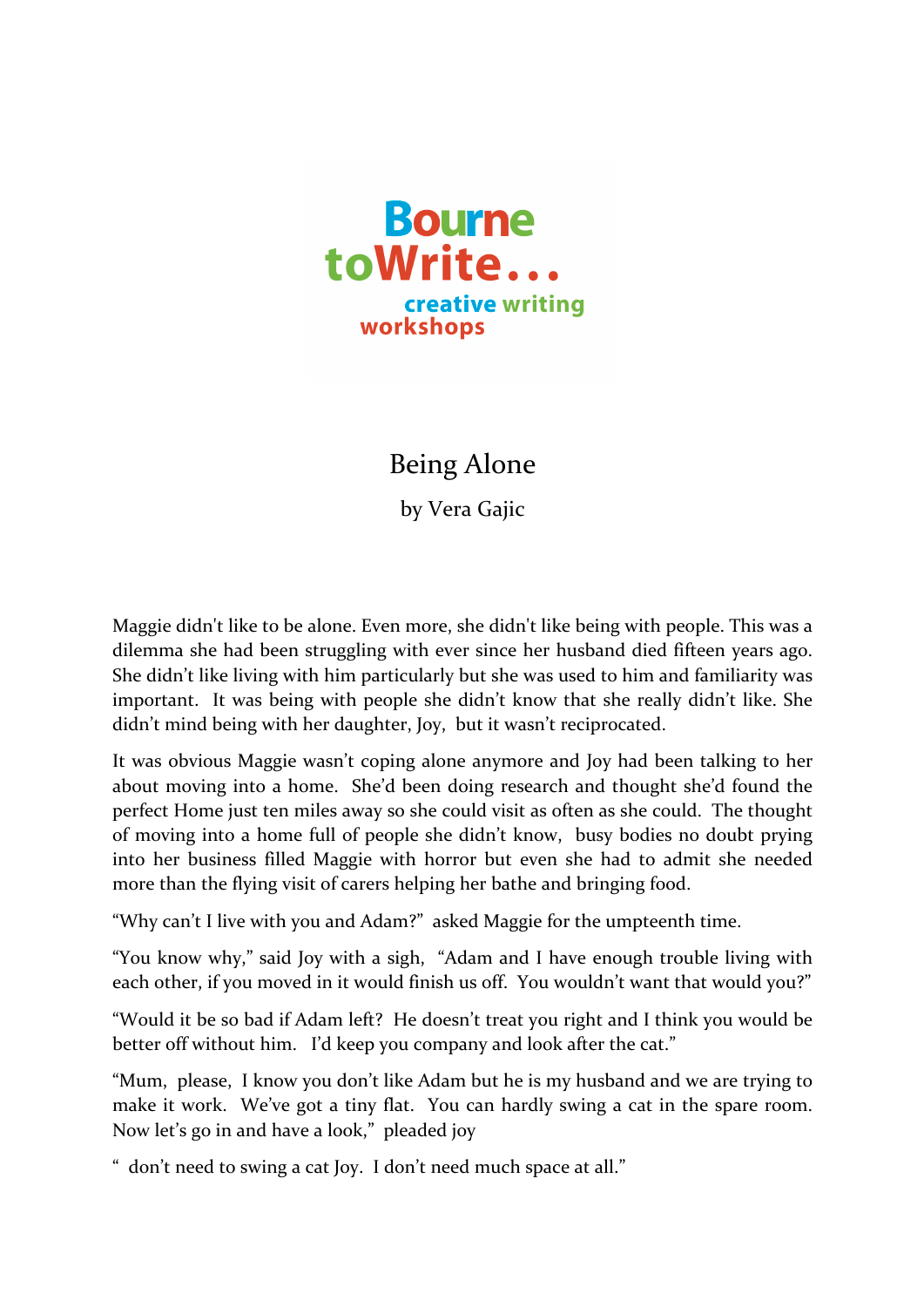Bourne toWrite... creative writing workshops

# Being Alone

by Vera Gajic

Maggie didn't like to be alone. Even more, she didn't like being with people. This was a dilemma she had been struggling with ever since her husband died fifteen years ago. She didn't like living with him particularly but she was used to him and familiarity was important. It was being with people she didn't know that she really didn't like. She didn't mind being with her daughter, Joy, but it wasn't reciprocated.

It was obvious Maggie wasn't coping alone anymore and Joy had been talking to her about moving into a home. She'd been doing research and thought she'd found the perfect Home just ten miles away so she could visit as often as she could. The thought of moving into a home full of people she didn't know, busy bodies no doubt prying into her business filled Maggie with horror but even she had to admit she needed more than the flying visit of carers helping her bathe and bringing food.

"Why can't I live with you and Adam?" asked Maggie for the umpteenth time.

"You know why," said Joy with a sigh, "Adam and I have enough trouble living with each other, if you moved in it would finish us off. You wouldn't want that would you?"

"Would it be so bad if Adam left? He doesn't treat you right and I think you would be better off without him. I'd keep you company and look after the cat."

"Mum, please, I know you don't like Adam but he is my husband and we are trying to make it work. We've got a tiny flat. You can hardly swing a cat in the spare room. Now let's go in and have a look," pleaded joy

" don't need to swing a cat Joy. I don't need much space at all."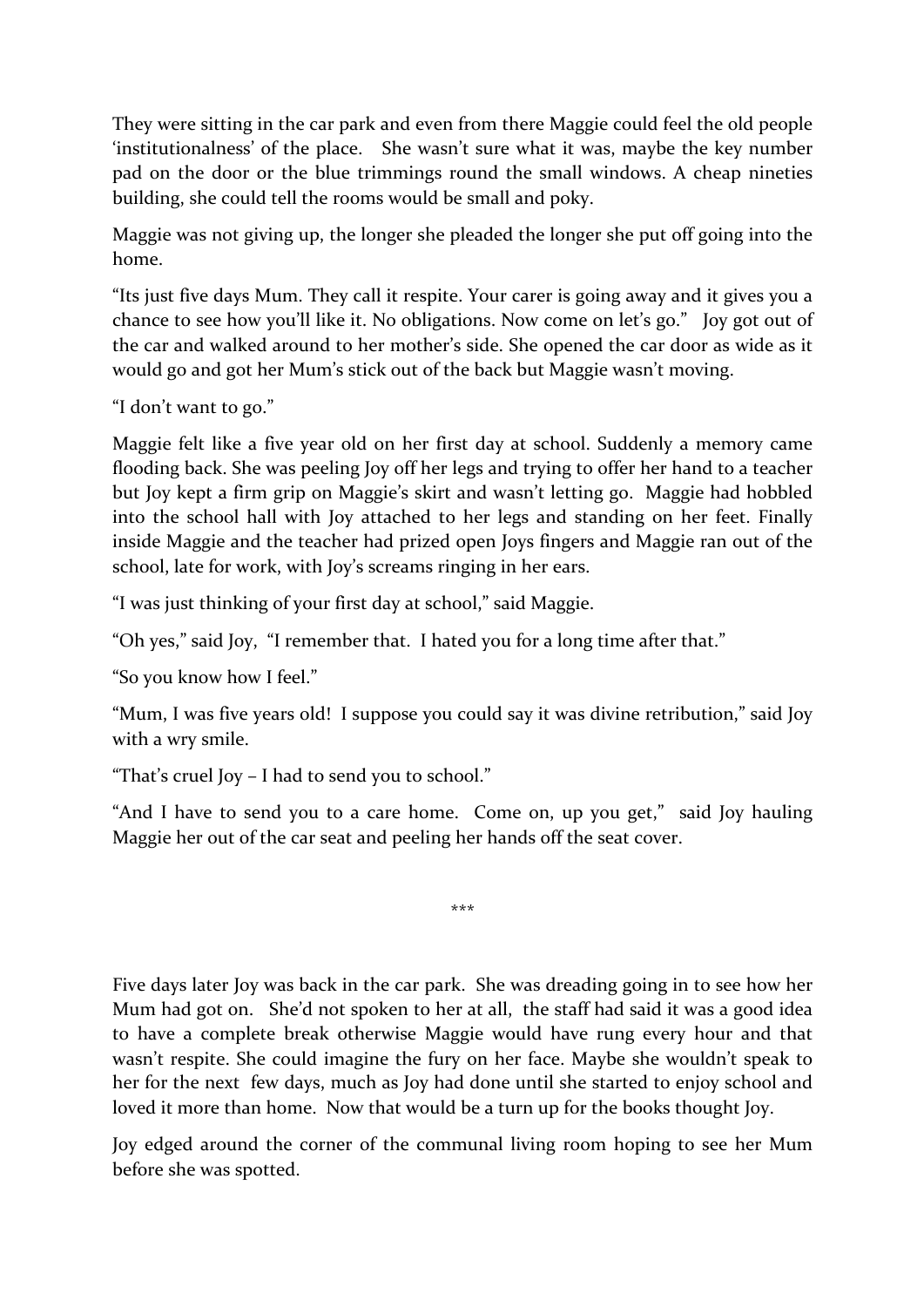They were sitting in the car park and even from there Maggie could feel the old people 'institutionalness' of the place. She wasn't sure what it was, maybe the key number pad on the door or the blue trimmings round the small windows. A cheap nineties building, she could tell the rooms would be small and poky.

Maggie was not giving up, the longer she pleaded the longer she put off going into the home.

"Its just five days Mum. They call it respite. Your carer is going away and it gives you a chance to see how you'll like it. No obligations. Now come on let's go." Joy got out of the car and walked around to her mother's side. She opened the car door as wide as it would go and got her Mum's stick out of the back but Maggie wasn't moving.

"I don't want to go."

Maggie felt like a five year old on her first day at school. Suddenly a memory came flooding back. She was peeling Joy off her legs and trying to offer her hand to a teacher but Joy kept a firm grip on Maggie's skirt and wasn't letting go. Maggie had hobbled into the school hall with Joy attached to her legs and standing on her feet. Finally inside Maggie and the teacher had prized open Joys fingers and Maggie ran out of the school, late for work, with Joy's screams ringing in her ears.

"I was just thinking of your first day at school," said Maggie.

"Oh yes," said Joy, "I remember that. I hated you for a long time after that."

"So you know how I feel."

"Mum, I was five years old! I suppose you could say it was divine retribution," said Joy with a wry smile.

"That's cruel Joy – I had to send you to school."

"And I have to send you to a care home. Come on, up you get," said Joy hauling Maggie her out of the car seat and peeling her hands off the seat cover.

***

Five days later Joy was back in the car park. She was dreading going in to see how her Mum had got on. She'd not spoken to her at all, the staff had said it was a good idea to have a complete break otherwise Maggie would have rung every hour and that wasn't respite. She could imagine the fury on her face. Maybe she wouldn't speak to her for the next few days, much as Joy had done until she started to enjoy school and loved it more than home. Now that would be a turn up for the books thought Joy.

Joy edged around the corner of the communal living room hoping to see her Mum before she was spotted.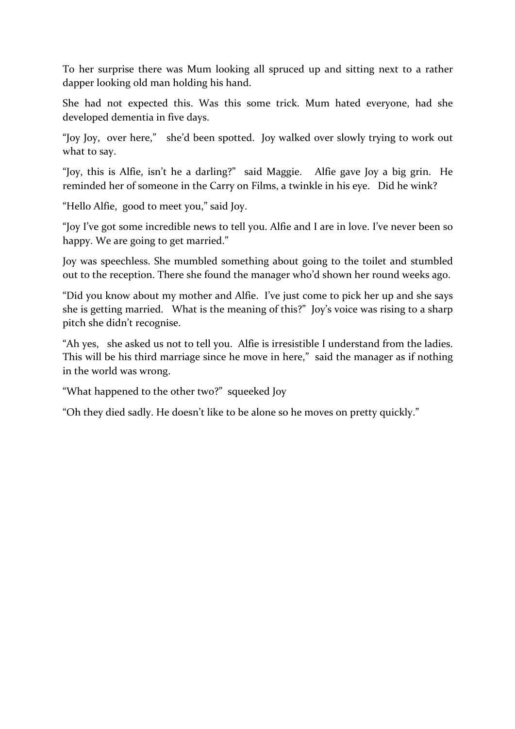To her surprise there was Mum looking all spruced up and sitting next to a rather dapper looking old man holding his hand.

She had not expected this. Was this some trick. Mum hated everyone, had she developed dementia in five days.

"Joy Joy, over here," she'd been spotted. Joy walked over slowly trying to work out what to say.

"Joy, this is Alfie, isn't he a darling?" said Maggie. Alfie gave Joy a big grin. He reminded her of someone in the Carry on Films, a twinkle in his eye. Did he wink?

"Hello Alfie, good to meet you," said Joy.

"Joy I've got some incredible news to tell you. Alfie and I are in love. I've never been so happy. We are going to get married."

Joy was speechless. She mumbled something about going to the toilet and stumbled out to the reception. There she found the manager who'd shown her round weeks ago.

"Did you know about my mother and Alfie. I've just come to pick her up and she says she is getting married. What is the meaning of this?" Joy's voice was rising to a sharp pitch she didn't recognise.

"Ah yes, she asked us not to tell you. Alfie is irresistible I understand from the ladies. This will be his third marriage since he move in here," said the manager as if nothing in the world was wrong.

"What happened to the other two?" squeeked Joy

"Oh they died sadly. He doesn't like to be alone so he moves on pretty quickly."